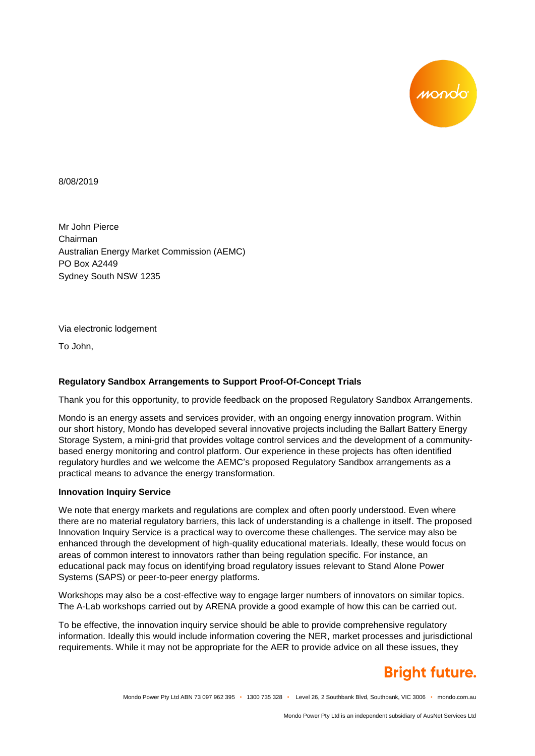8/08/2019

Mr John Pierce
Chairman
Australian Energy Market Commission (AEMC)
PO Box A2449
Sydney South NSW 1235

Via electronic lodgement

To John,

**Regulatory Sandbox Arrangements to Support Proof-Of-Concept Trials**

Thank you for this opportunity, to provide feedback on the proposed Regulatory Sandbox Arrangements.

Mondo is an energy assets and services provider, with an ongoing energy innovation program. Within our short history, Mondo has developed several innovative projects including the Ballart Battery Energy Storage System, a mini-grid that provides voltage control services and the development of a community-based energy monitoring and control platform. Our experience in these projects has often identified regulatory hurdles and we welcome the AEMC's proposed Regulatory Sandbox arrangements as a practical means to advance the energy transformation.

**Innovation Inquiry Service**

We note that energy markets and regulations are complex and often poorly understood. Even where there are no material regulatory barriers, this lack of understanding is a challenge in itself. The proposed Innovation Inquiry Service is a practical way to overcome these challenges. The service may also be enhanced through the development of high-quality educational materials. Ideally, these would focus on areas of common interest to innovators rather than being regulation specific. For instance, an educational pack may focus on identifying broad regulatory issues relevant to Stand Alone Power Systems (SAPS) or peer-to-peer energy platforms.

Workshops may also be a cost-effective way to engage larger numbers of innovators on similar topics. The A-Lab workshops carried out by ARENA provide a good example of how this can be carried out.

To be effective, the innovation inquiry service should be able to provide comprehensive regulatory information. Ideally this would include information covering the NER, market processes and jurisdictional requirements. While it may not be appropriate for the AER to provide advice on all these issues, they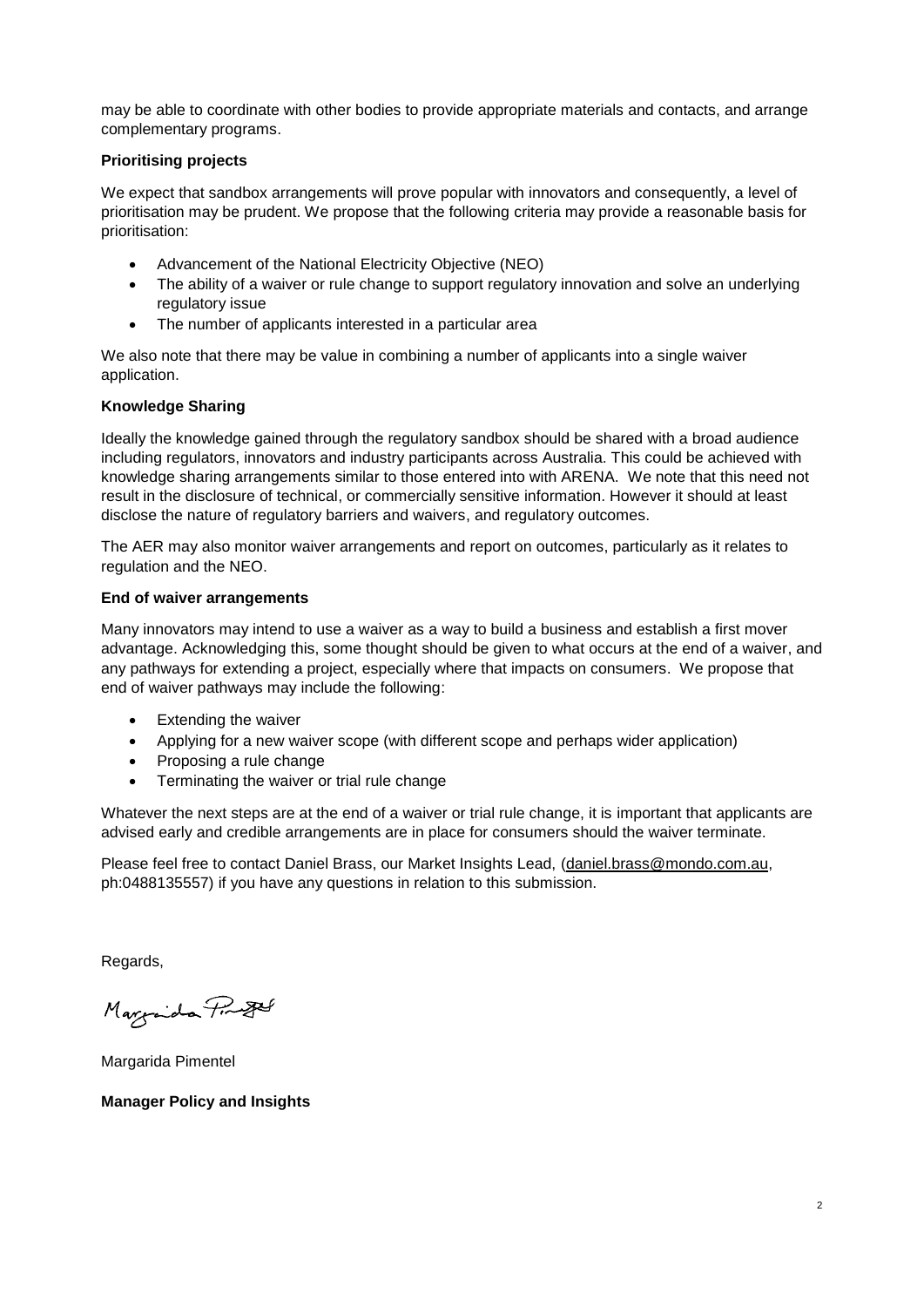may be able to coordinate with other bodies to provide appropriate materials and contacts, and arrange complementary programs.

**Prioritising projects**

We expect that sandbox arrangements will prove popular with innovators and consequently, a level of prioritisation may be prudent. We propose that the following criteria may provide a reasonable basis for prioritisation:

- Advancement of the National Electricity Objective (NEO)
- The ability of a waiver or rule change to support regulatory innovation and solve an underlying regulatory issue
- The number of applicants interested in a particular area

We also note that there may be value in combining a number of applicants into a single waiver application.

**Knowledge Sharing**

Ideally the knowledge gained through the regulatory sandbox should be shared with a broad audience including regulators, innovators and industry participants across Australia. This could be achieved with knowledge sharing arrangements similar to those entered into with ARENA. We note that this need not result in the disclosure of technical, or commercially sensitive information. However it should at least disclose the nature of regulatory barriers and waivers, and regulatory outcomes.

The AER may also monitor waiver arrangements and report on outcomes, particularly as it relates to regulation and the NEO.

**End of waiver arrangements**

Many innovators may intend to use a waiver as a way to build a business and establish a first mover advantage. Acknowledging this, some thought should be given to what occurs at the end of a waiver, and any pathways for extending a project, especially where that impacts on consumers. We propose that end of waiver pathways may include the following:

- Extending the waiver
- Applying for a new waiver scope (with different scope and perhaps wider application)
- Proposing a rule change
- Terminating the waiver or trial rule change

Whatever the next steps are at the end of a waiver or trial rule change, it is important that applicants are advised early and credible arrangements are in place for consumers should the waiver terminate.

Please feel free to contact Daniel Brass, our Market Insights Lead, (daniel.brass@mondo.com.au, ph:0488135557) if you have any questions in relation to this submission.

Regards,

Margarida Pimentel

**Manager Policy and Insights**